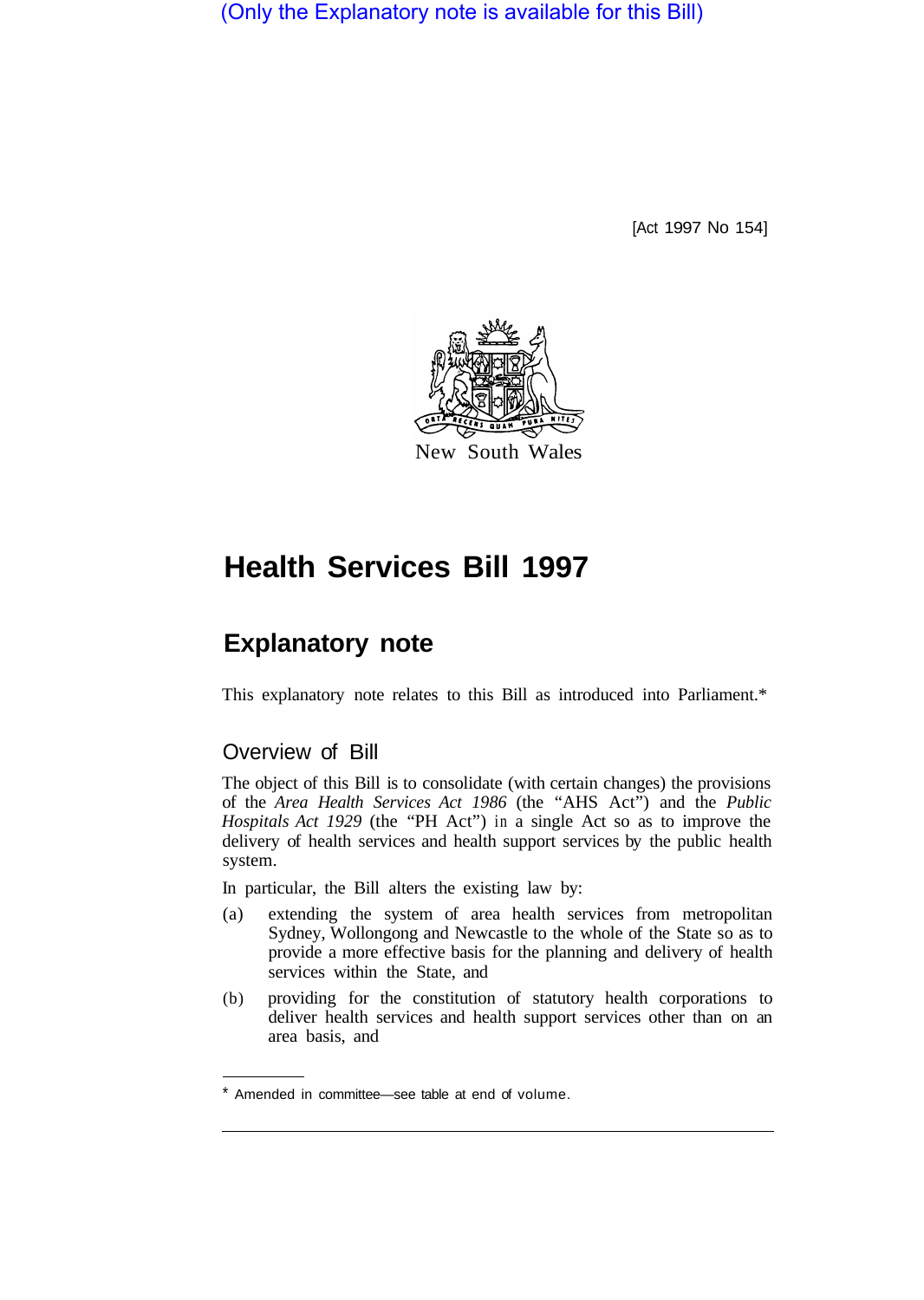(Only the Explanatory note is available for this Bill)

[Act 1997 No 154]

New South Wales

# Health Services Bill 1997

## Explanatory note

This explanatory note relates to this Bill as introduced into Parliament.*

### Overview of Bill

The object of this Bill is to consolidate (with certain changes) the provisions of the *Area Health Services Act 1986* (the "AHS Act") and the *Public Hospitals Act 1929* (the "PH Act") in a single Act so as to improve the delivery of health services and health support services by the public health system.

In particular, the Bill alters the existing law by:

(a) extending the system of area health services from metropolitan Sydney, Wollongong and Newcastle to the whole of the State so as to provide a more effective basis for the planning and delivery of health services within the State, and

(b) providing for the constitution of statutory health corporations to deliver health services and health support services other than on an area basis, and

* Amended in committee—see table at end of volume.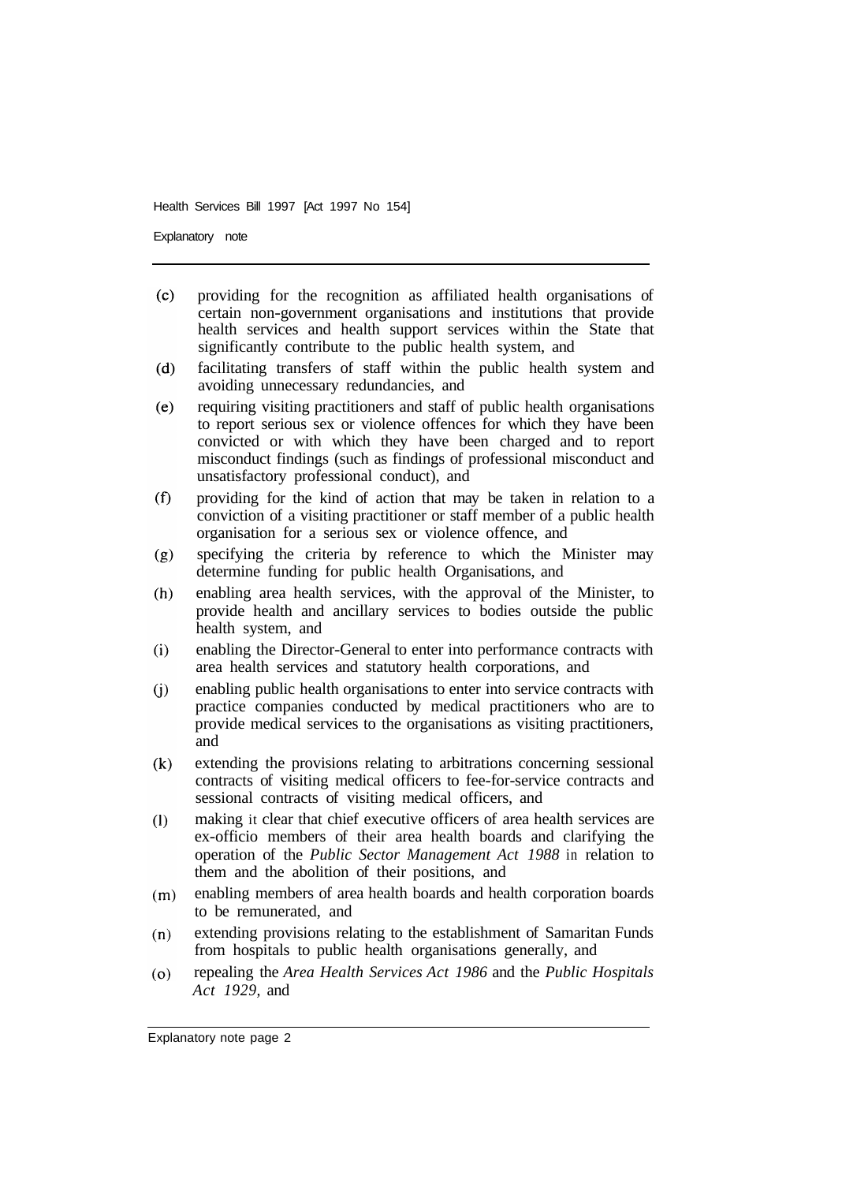(c) providing for the recognition as affiliated health organisations of certain non-government organisations and institutions that provide health services and health support services within the State that significantly contribute to the public health system, and

(d) facilitating transfers of staff within the public health system and avoiding unnecessary redundancies, and

(e) requiring visiting practitioners and staff of public health organisations to report serious sex or violence offences for which they have been convicted or with which they have been charged and to report misconduct findings (such as findings of professional misconduct and unsatisfactory professional conduct), and

(f) providing for the kind of action that may be taken in relation to a conviction of a visiting practitioner or staff member of a public health organisation for a serious sex or violence offence, and

(g) specifying the criteria by reference to which the Minister may determine funding for public health Organisations, and

(h) enabling area health services, with the approval of the Minister, to provide health and ancillary services to bodies outside the public health system, and

(i) enabling the Director-General to enter into performance contracts with area health services and statutory health corporations, and

(j) enabling public health organisations to enter into service contracts with practice companies conducted by medical practitioners who are to provide medical services to the organisations as visiting practitioners, and

(k) extending the provisions relating to arbitrations concerning sessional contracts of visiting medical officers to fee-for-service contracts and sessional contracts of visiting medical officers, and

(l) making it clear that chief executive officers of area health services are ex-officio members of their area health boards and clarifying the operation of the *Public Sector Management Act 1988* in relation to them and the abolition of their positions, and

(m) enabling members of area health boards and health corporation boards to be remunerated, and

(n) extending provisions relating to the establishment of Samaritan Funds from hospitals to public health organisations generally, and

(o) repealing the *Area Health Services Act 1986* and the *Public Hospitals Act 1929*, and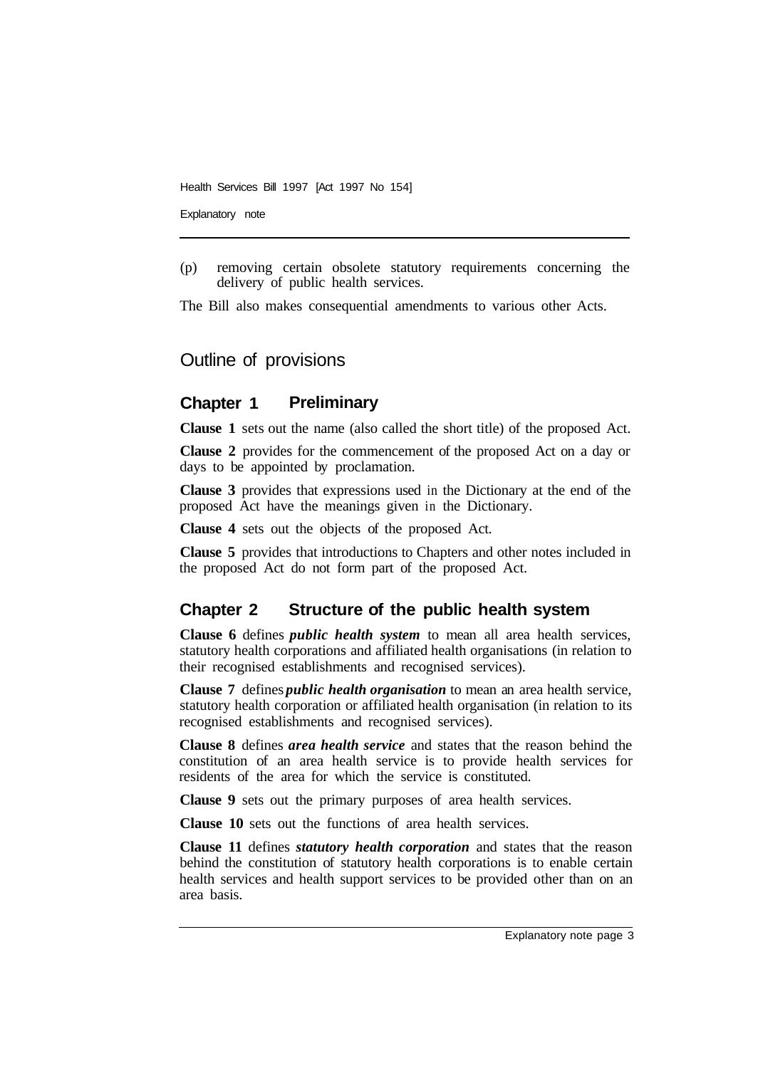(p) removing certain obsolete statutory requirements concerning the delivery of public health services.

The Bill also makes consequential amendments to various other Acts.

## Outline of provisions

### Chapter 1 Preliminary

**Clause 1** sets out the name (also called the short title) of the proposed Act.

**Clause 2** provides for the commencement of the proposed Act on a day or days to be appointed by proclamation.

**Clause 3** provides that expressions used in the Dictionary at the end of the proposed Act have the meanings given in the Dictionary.

**Clause 4** sets out the objects of the proposed Act.

**Clause 5** provides that introductions to Chapters and other notes included in the proposed Act do not form part of the proposed Act.

### Chapter 2 Structure of the public health system

**Clause 6** defines ***public health system*** to mean all area health services, statutory health corporations and affiliated health organisations (in relation to their recognised establishments and recognised services).

**Clause 7** defines ***public health organisation*** to mean an area health service, statutory health corporation or affiliated health organisation (in relation to its recognised establishments and recognised services).

**Clause 8** defines ***area health service*** and states that the reason behind the constitution of an area health service is to provide health services for residents of the area for which the service is constituted.

**Clause 9** sets out the primary purposes of area health services.

**Clause 10** sets out the functions of area health services.

**Clause 11** defines ***statutory health corporation*** and states that the reason behind the constitution of statutory health corporations is to enable certain health services and health support services to be provided other than on an area basis.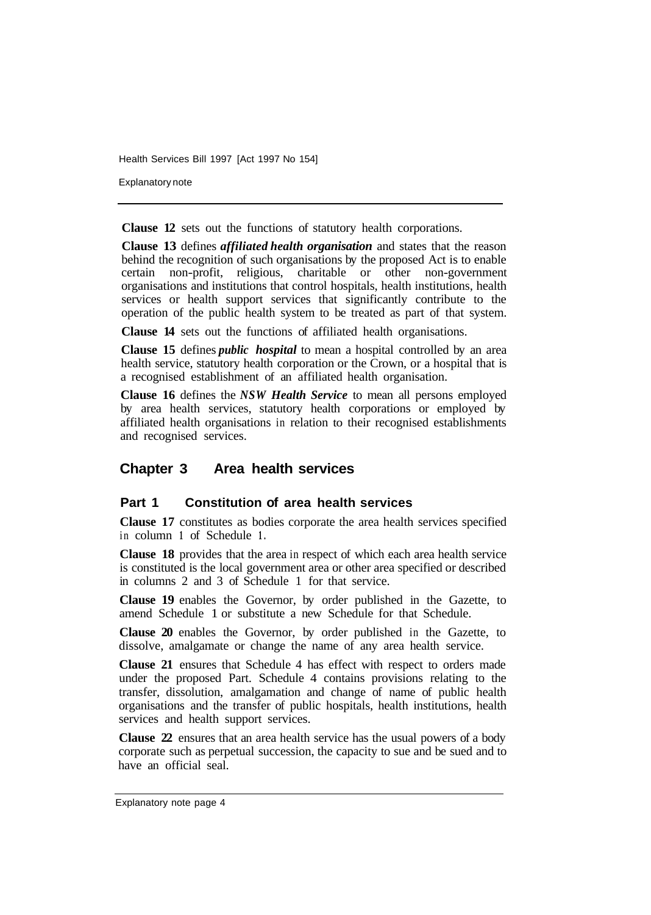**Clause 12** sets out the functions of statutory health corporations.

**Clause 13** defines ***affiliated health organisation*** and states that the reason behind the recognition of such organisations by the proposed Act is to enable certain non-profit, religious, charitable or other non-government organisations and institutions that control hospitals, health institutions, health services or health support services that significantly contribute to the operation of the public health system to be treated as part of that system.

**Clause 14** sets out the functions of affiliated health organisations.

**Clause 15** defines ***public hospital*** to mean a hospital controlled by an area health service, statutory health corporation or the Crown, or a hospital that is a recognised establishment of an affiliated health organisation.

**Clause 16** defines the ***NSW Health Service*** to mean all persons employed by area health services, statutory health corporations or employed by affiliated health organisations in relation to their recognised establishments and recognised services.

## Chapter 3 Area health services

### Part 1 Constitution of area health services

**Clause 17** constitutes as bodies corporate the area health services specified in column 1 of Schedule 1.

**Clause 18** provides that the area in respect of which each area health service is constituted is the local government area or other area specified or described in columns 2 and 3 of Schedule 1 for that service.

**Clause 19** enables the Governor, by order published in the Gazette, to amend Schedule 1 or substitute a new Schedule for that Schedule.

**Clause 20** enables the Governor, by order published in the Gazette, to dissolve, amalgamate or change the name of any area health service.

**Clause 21** ensures that Schedule 4 has effect with respect to orders made under the proposed Part. Schedule 4 contains provisions relating to the transfer, dissolution, amalgamation and change of name of public health organisations and the transfer of public hospitals, health institutions, health services and health support services.

**Clause 22** ensures that an area health service has the usual powers of a body corporate such as perpetual succession, the capacity to sue and be sued and to have an official seal.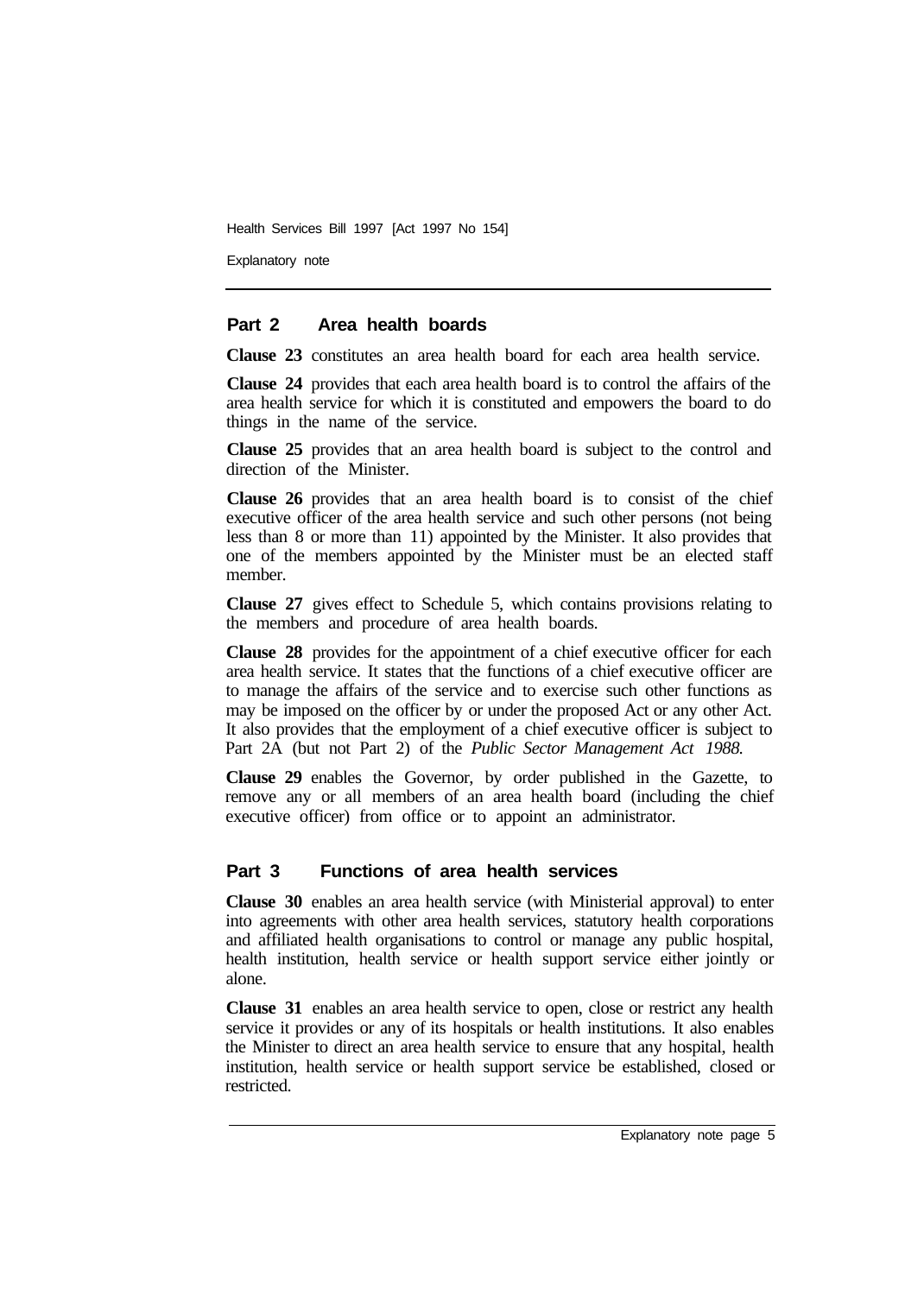## Part 2 Area health boards

**Clause 23** constitutes an area health board for each area health service.

**Clause 24** provides that each area health board is to control the affairs of the area health service for which it is constituted and empowers the board to do things in the name of the service.

**Clause 25** provides that an area health board is subject to the control and direction of the Minister.

**Clause 26** provides that an area health board is to consist of the chief executive officer of the area health service and such other persons (not being less than 8 or more than 11) appointed by the Minister. It also provides that one of the members appointed by the Minister must be an elected staff member.

**Clause 27** gives effect to Schedule 5, which contains provisions relating to the members and procedure of area health boards.

**Clause 28** provides for the appointment of a chief executive officer for each area health service. It states that the functions of a chief executive officer are to manage the affairs of the service and to exercise such other functions as may be imposed on the officer by or under the proposed Act or any other Act. It also provides that the employment of a chief executive officer is subject to Part 2A (but not Part 2) of the *Public Sector Management Act 1988.*

**Clause 29** enables the Governor, by order published in the Gazette, to remove any or all members of an area health board (including the chief executive officer) from office or to appoint an administrator.

## Part 3 Functions of area health services

**Clause 30** enables an area health service (with Ministerial approval) to enter into agreements with other area health services, statutory health corporations and affiliated health organisations to control or manage any public hospital, health institution, health service or health support service either jointly or alone.

**Clause 31** enables an area health service to open, close or restrict any health service it provides or any of its hospitals or health institutions. It also enables the Minister to direct an area health service to ensure that any hospital, health institution, health service or health support service be established, closed or restricted.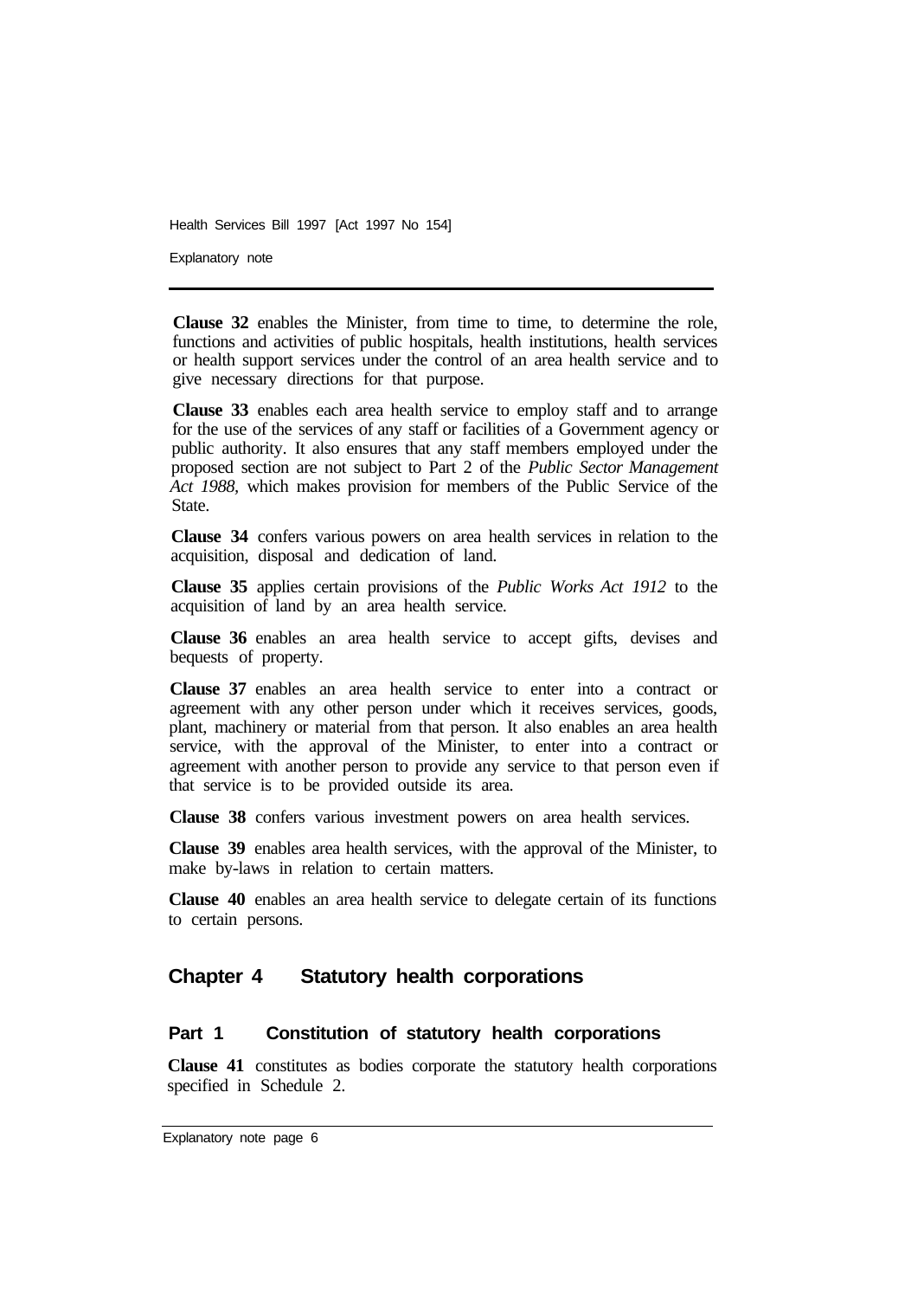**Clause 32** enables the Minister, from time to time, to determine the role, functions and activities of public hospitals, health institutions, health services or health support services under the control of an area health service and to give necessary directions for that purpose.

**Clause 33** enables each area health service to employ staff and to arrange for the use of the services of any staff or facilities of a Government agency or public authority. It also ensures that any staff members employed under the proposed section are not subject to Part 2 of the *Public Sector Management Act 1988,* which makes provision for members of the Public Service of the State.

**Clause 34** confers various powers on area health services in relation to the acquisition, disposal and dedication of land.

**Clause 35** applies certain provisions of the *Public Works Act 1912* to the acquisition of land by an area health service.

**Clause 36** enables an area health service to accept gifts, devises and bequests of property.

**Clause 37** enables an area health service to enter into a contract or agreement with any other person under which it receives services, goods, plant, machinery or material from that person. It also enables an area health service, with the approval of the Minister, to enter into a contract or agreement with another person to provide any service to that person even if that service is to be provided outside its area.

**Clause 38** confers various investment powers on area health services.

**Clause 39** enables area health services, with the approval of the Minister, to make by-laws in relation to certain matters.

**Clause 40** enables an area health service to delegate certain of its functions to certain persons.

## Chapter 4 Statutory health corporations

### Part 1 Constitution of statutory health corporations

**Clause 41** constitutes as bodies corporate the statutory health corporations specified in Schedule 2.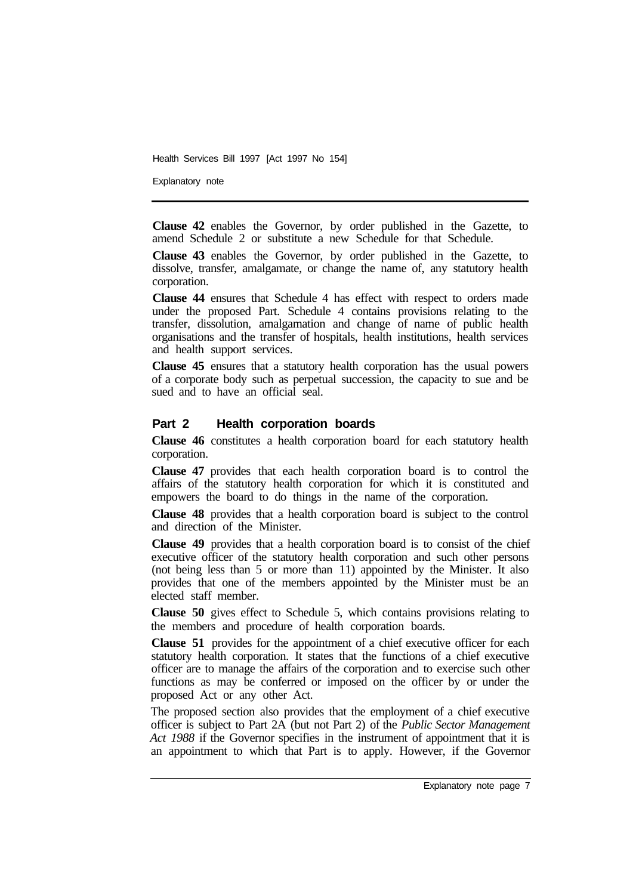**Clause 42** enables the Governor, by order published in the Gazette, to amend Schedule 2 or substitute a new Schedule for that Schedule.

**Clause 43** enables the Governor, by order published in the Gazette, to dissolve, transfer, amalgamate, or change the name of, any statutory health corporation.

**Clause 44** ensures that Schedule 4 has effect with respect to orders made under the proposed Part. Schedule 4 contains provisions relating to the transfer, dissolution, amalgamation and change of name of public health organisations and the transfer of hospitals, health institutions, health services and health support services.

**Clause 45** ensures that a statutory health corporation has the usual powers of a corporate body such as perpetual succession, the capacity to sue and be sued and to have an official seal.

## Part 2 Health corporation boards

**Clause 46** constitutes a health corporation board for each statutory health corporation.

**Clause 47** provides that each health corporation board is to control the affairs of the statutory health corporation for which it is constituted and empowers the board to do things in the name of the corporation.

**Clause 48** provides that a health corporation board is subject to the control and direction of the Minister.

**Clause 49** provides that a health corporation board is to consist of the chief executive officer of the statutory health corporation and such other persons (not being less than 5 or more than 11) appointed by the Minister. It also provides that one of the members appointed by the Minister must be an elected staff member.

**Clause 50** gives effect to Schedule 5, which contains provisions relating to the members and procedure of health corporation boards.

**Clause 51** provides for the appointment of a chief executive officer for each statutory health corporation. It states that the functions of a chief executive officer are to manage the affairs of the corporation and to exercise such other functions as may be conferred or imposed on the officer by or under the proposed Act or any other Act.

The proposed section also provides that the employment of a chief executive officer is subject to Part 2A (but not Part 2) of the *Public Sector Management Act 1988* if the Governor specifies in the instrument of appointment that it is an appointment to which that Part is to apply. However, if the Governor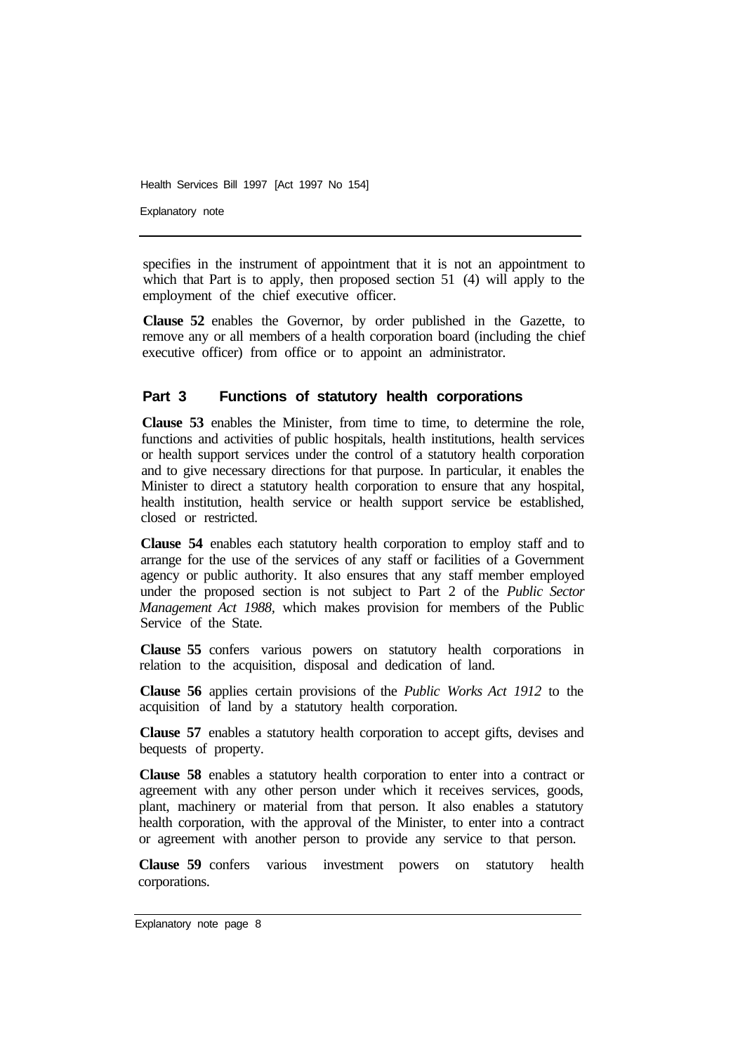specifies in the instrument of appointment that it is not an appointment to which that Part is to apply, then proposed section 51 (4) will apply to the employment of the chief executive officer.

**Clause 52** enables the Governor, by order published in the Gazette, to remove any or all members of a health corporation board (including the chief executive officer) from office or to appoint an administrator.

## Part 3 Functions of statutory health corporations

**Clause 53** enables the Minister, from time to time, to determine the role, functions and activities of public hospitals, health institutions, health services or health support services under the control of a statutory health corporation and to give necessary directions for that purpose. In particular, it enables the Minister to direct a statutory health corporation to ensure that any hospital, health institution, health service or health support service be established, closed or restricted.

**Clause 54** enables each statutory health corporation to employ staff and to arrange for the use of the services of any staff or facilities of a Government agency or public authority. It also ensures that any staff member employed under the proposed section is not subject to Part 2 of the *Public Sector Management Act 1988,* which makes provision for members of the Public Service of the State.

**Clause 55** confers various powers on statutory health corporations in relation to the acquisition, disposal and dedication of land.

**Clause 56** applies certain provisions of the *Public Works Act 1912* to the acquisition of land by a statutory health corporation.

**Clause 57** enables a statutory health corporation to accept gifts, devises and bequests of property.

**Clause 58** enables a statutory health corporation to enter into a contract or agreement with any other person under which it receives services, goods, plant, machinery or material from that person. It also enables a statutory health corporation, with the approval of the Minister, to enter into a contract or agreement with another person to provide any service to that person.

**Clause 59** confers various investment powers on statutory health corporations.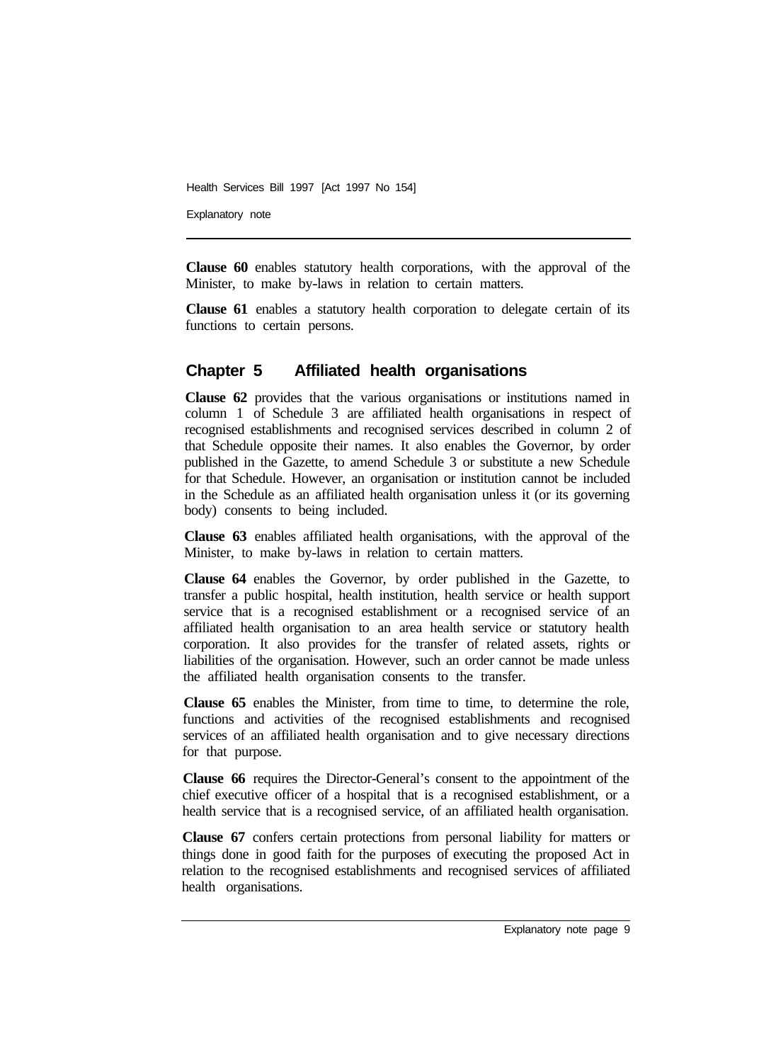**Clause 60** enables statutory health corporations, with the approval of the Minister, to make by-laws in relation to certain matters.

**Clause 61** enables a statutory health corporation to delegate certain of its functions to certain persons.

## Chapter 5 Affiliated health organisations

**Clause 62** provides that the various organisations or institutions named in column 1 of Schedule 3 are affiliated health organisations in respect of recognised establishments and recognised services described in column 2 of that Schedule opposite their names. It also enables the Governor, by order published in the Gazette, to amend Schedule 3 or substitute a new Schedule for that Schedule. However, an organisation or institution cannot be included in the Schedule as an affiliated health organisation unless it (or its governing body) consents to being included.

**Clause 63** enables affiliated health organisations, with the approval of the Minister, to make by-laws in relation to certain matters.

**Clause 64** enables the Governor, by order published in the Gazette, to transfer a public hospital, health institution, health service or health support service that is a recognised establishment or a recognised service of an affiliated health organisation to an area health service or statutory health corporation. It also provides for the transfer of related assets, rights or liabilities of the organisation. However, such an order cannot be made unless the affiliated health organisation consents to the transfer.

**Clause 65** enables the Minister, from time to time, to determine the role, functions and activities of the recognised establishments and recognised services of an affiliated health organisation and to give necessary directions for that purpose.

**Clause 66** requires the Director-General's consent to the appointment of the chief executive officer of a hospital that is a recognised establishment, or a health service that is a recognised service, of an affiliated health organisation.

**Clause 67** confers certain protections from personal liability for matters or things done in good faith for the purposes of executing the proposed Act in relation to the recognised establishments and recognised services of affiliated health organisations.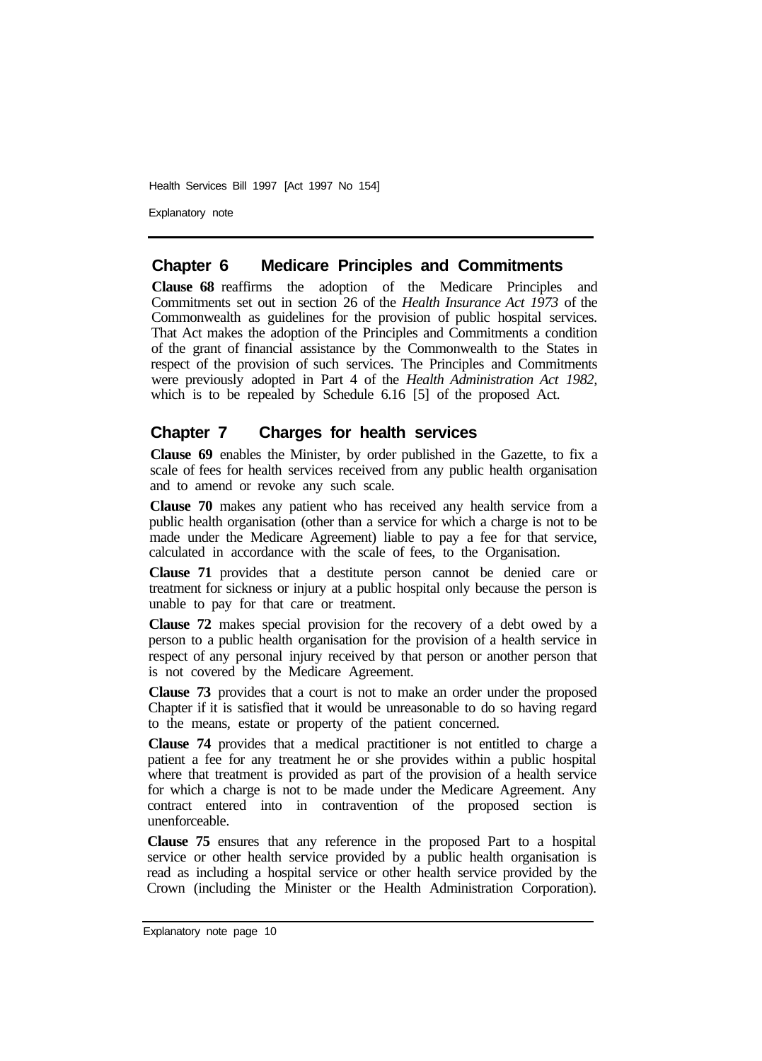## Chapter 6 Medicare Principles and Commitments

**Clause 68** reaffirms the adoption of the Medicare Principles and Commitments set out in section 26 of the *Health Insurance Act 1973* of the Commonwealth as guidelines for the provision of public hospital services. That Act makes the adoption of the Principles and Commitments a condition of the grant of financial assistance by the Commonwealth to the States in respect of the provision of such services. The Principles and Commitments were previously adopted in Part 4 of the *Health Administration Act 1982,* which is to be repealed by Schedule 6.16 [5] of the proposed Act.

## Chapter 7 Charges for health services

**Clause 69** enables the Minister, by order published in the Gazette, to fix a scale of fees for health services received from any public health organisation and to amend or revoke any such scale.

**Clause 70** makes any patient who has received any health service from a public health organisation (other than a service for which a charge is not to be made under the Medicare Agreement) liable to pay a fee for that service, calculated in accordance with the scale of fees, to the Organisation.

**Clause 71** provides that a destitute person cannot be denied care or treatment for sickness or injury at a public hospital only because the person is unable to pay for that care or treatment.

**Clause 72** makes special provision for the recovery of a debt owed by a person to a public health organisation for the provision of a health service in respect of any personal injury received by that person or another person that is not covered by the Medicare Agreement.

**Clause 73** provides that a court is not to make an order under the proposed Chapter if it is satisfied that it would be unreasonable to do so having regard to the means, estate or property of the patient concerned.

**Clause 74** provides that a medical practitioner is not entitled to charge a patient a fee for any treatment he or she provides within a public hospital where that treatment is provided as part of the provision of a health service for which a charge is not to be made under the Medicare Agreement. Any contract entered into in contravention of the proposed section is unenforceable.

**Clause 75** ensures that any reference in the proposed Part to a hospital service or other health service provided by a public health organisation is read as including a hospital service or other health service provided by the Crown (including the Minister or the Health Administration Corporation).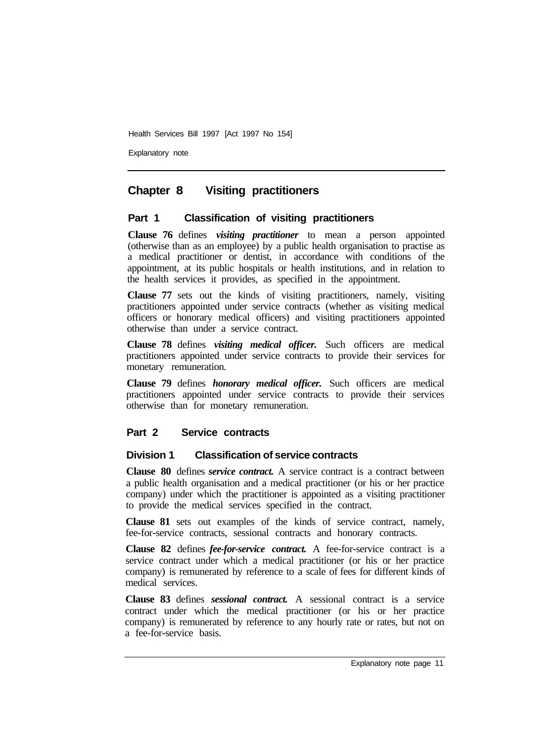## Chapter 8 Visiting practitioners

### Part 1 Classification of visiting practitioners

**Clause 76** defines ***visiting practitioner*** to mean a person appointed (otherwise than as an employee) by a public health organisation to practise as a medical practitioner or dentist, in accordance with conditions of the appointment, at its public hospitals or health institutions, and in relation to the health services it provides, as specified in the appointment.

**Clause 77** sets out the kinds of visiting practitioners, namely, visiting practitioners appointed under service contracts (whether as visiting medical officers or honorary medical officers) and visiting practitioners appointed otherwise than under a service contract.

**Clause 78** defines ***visiting medical officer.*** Such officers are medical practitioners appointed under service contracts to provide their services for monetary remuneration.

**Clause 79** defines ***honorary medical officer.*** Such officers are medical practitioners appointed under service contracts to provide their services otherwise than for monetary remuneration.

### Part 2 Service contracts

#### Division 1 Classification of service contracts

**Clause 80** defines ***service contract.*** A service contract is a contract between a public health organisation and a medical practitioner (or his or her practice company) under which the practitioner is appointed as a visiting practitioner to provide the medical services specified in the contract.

**Clause 81** sets out examples of the kinds of service contract, namely, fee-for-service contracts, sessional contracts and honorary contracts.

**Clause 82** defines ***fee-for-service contract.*** A fee-for-service contract is a service contract under which a medical practitioner (or his or her practice company) is remunerated by reference to a scale of fees for different kinds of medical services.

**Clause 83** defines ***sessional contract.*** A sessional contract is a service contract under which the medical practitioner (or his or her practice company) is remunerated by reference to any hourly rate or rates, but not on a fee-for-service basis.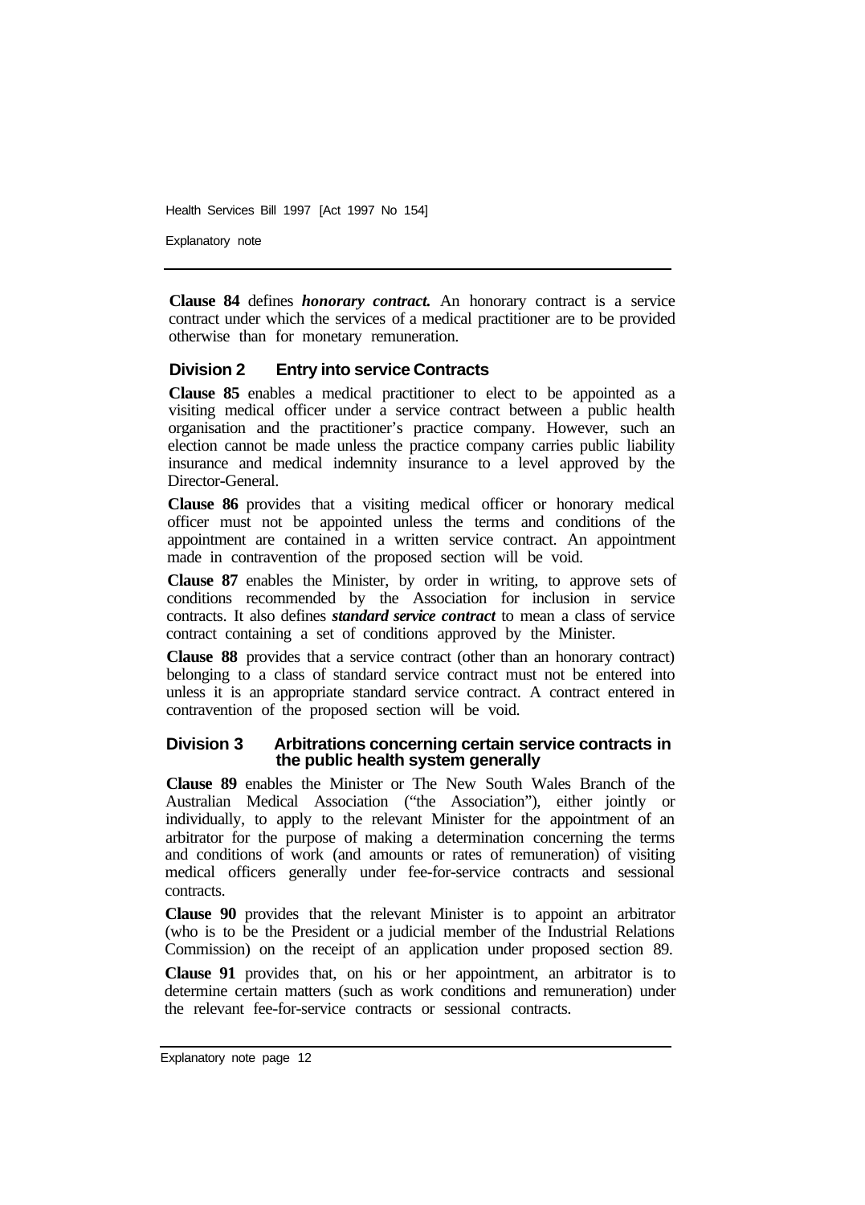**Clause 84** defines ***honorary contract.*** An honorary contract is a service contract under which the services of a medical practitioner are to be provided otherwise than for monetary remuneration.

### Division 2 Entry into service Contracts

**Clause 85** enables a medical practitioner to elect to be appointed as a visiting medical officer under a service contract between a public health organisation and the practitioner's practice company. However, such an election cannot be made unless the practice company carries public liability insurance and medical indemnity insurance to a level approved by the Director-General.

**Clause 86** provides that a visiting medical officer or honorary medical officer must not be appointed unless the terms and conditions of the appointment are contained in a written service contract. An appointment made in contravention of the proposed section will be void.

**Clause 87** enables the Minister, by order in writing, to approve sets of conditions recommended by the Association for inclusion in service contracts. It also defines ***standard service contract*** to mean a class of service contract containing a set of conditions approved by the Minister.

**Clause 88** provides that a service contract (other than an honorary contract) belonging to a class of standard service contract must not be entered into unless it is an appropriate standard service contract. A contract entered in contravention of the proposed section will be void.

### Division 3 Arbitrations concerning certain service contracts in the public health system generally

**Clause 89** enables the Minister or The New South Wales Branch of the Australian Medical Association ("the Association"), either jointly or individually, to apply to the relevant Minister for the appointment of an arbitrator for the purpose of making a determination concerning the terms and conditions of work (and amounts or rates of remuneration) of visiting medical officers generally under fee-for-service contracts and sessional contracts.

**Clause 90** provides that the relevant Minister is to appoint an arbitrator (who is to be the President or a judicial member of the Industrial Relations Commission) on the receipt of an application under proposed section 89.

**Clause 91** provides that, on his or her appointment, an arbitrator is to determine certain matters (such as work conditions and remuneration) under the relevant fee-for-service contracts or sessional contracts.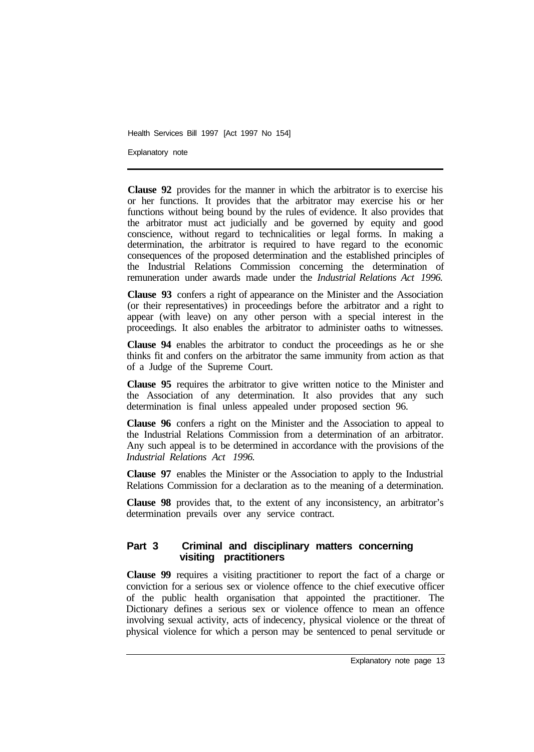**Clause 92** provides for the manner in which the arbitrator is to exercise his or her functions. It provides that the arbitrator may exercise his or her functions without being bound by the rules of evidence. It also provides that the arbitrator must act judicially and be governed by equity and good conscience, without regard to technicalities or legal forms. In making a determination, the arbitrator is required to have regard to the economic consequences of the proposed determination and the established principles of the Industrial Relations Commission concerning the determination of remuneration under awards made under the *Industrial Relations Act 1996.*

**Clause 93** confers a right of appearance on the Minister and the Association (or their representatives) in proceedings before the arbitrator and a right to appear (with leave) on any other person with a special interest in the proceedings. It also enables the arbitrator to administer oaths to witnesses.

**Clause 94** enables the arbitrator to conduct the proceedings as he or she thinks fit and confers on the arbitrator the same immunity from action as that of a Judge of the Supreme Court.

**Clause 95** requires the arbitrator to give written notice to the Minister and the Association of any determination. It also provides that any such determination is final unless appealed under proposed section 96.

**Clause 96** confers a right on the Minister and the Association to appeal to the Industrial Relations Commission from a determination of an arbitrator. Any such appeal is to be determined in accordance with the provisions of the *Industrial Relations Act 1996.*

**Clause 97** enables the Minister or the Association to apply to the Industrial Relations Commission for a declaration as to the meaning of a determination.

**Clause 98** provides that, to the extent of any inconsistency, an arbitrator's determination prevails over any service contract.

## Part 3 Criminal and disciplinary matters concerning visiting practitioners

**Clause 99** requires a visiting practitioner to report the fact of a charge or conviction for a serious sex or violence offence to the chief executive officer of the public health organisation that appointed the practitioner. The Dictionary defines a serious sex or violence offence to mean an offence involving sexual activity, acts of indecency, physical violence or the threat of physical violence for which a person may be sentenced to penal servitude or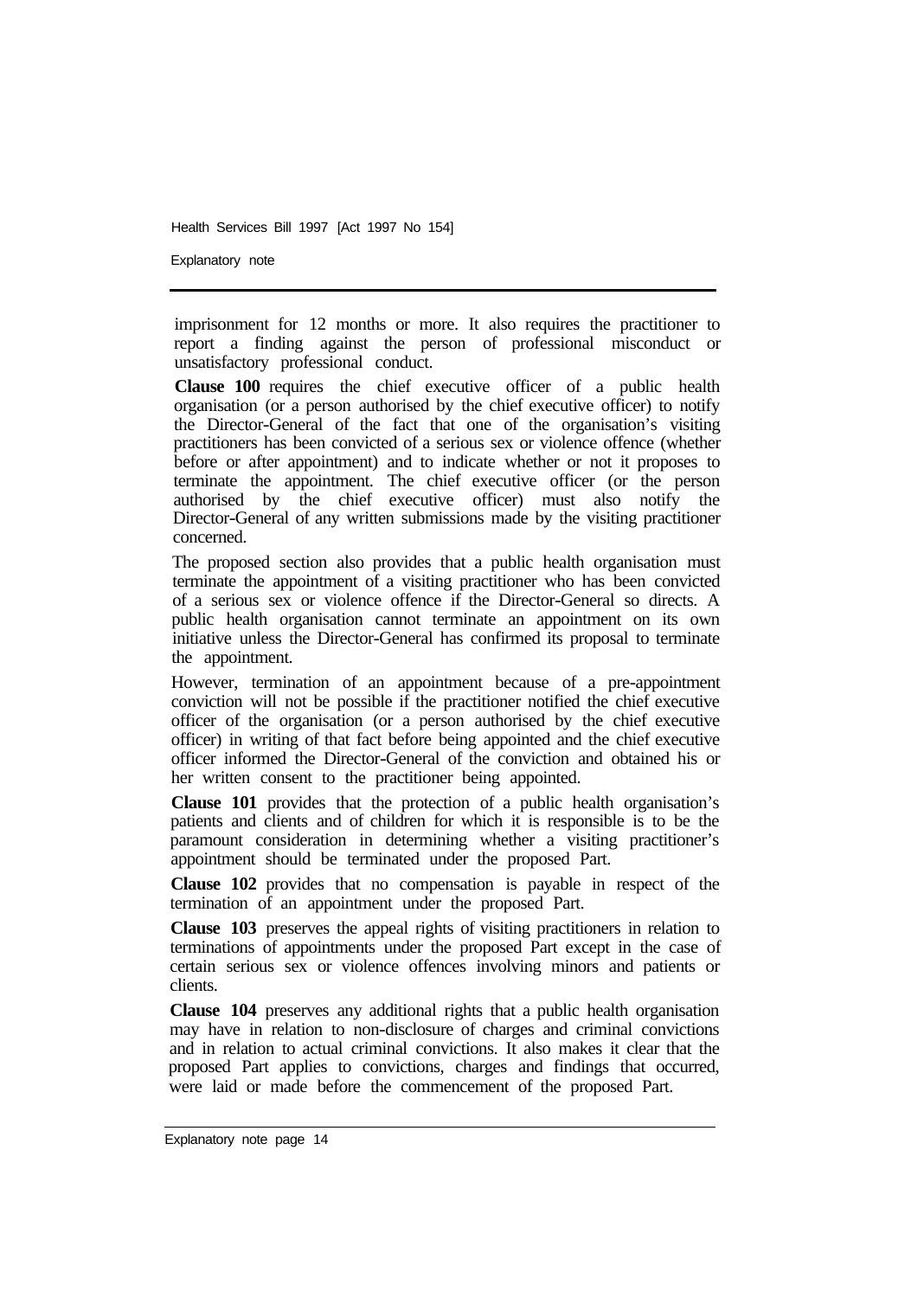imprisonment for 12 months or more. It also requires the practitioner to report a finding against the person of professional misconduct or unsatisfactory professional conduct.

**Clause 100** requires the chief executive officer of a public health organisation (or a person authorised by the chief executive officer) to notify the Director-General of the fact that one of the organisation's visiting practitioners has been convicted of a serious sex or violence offence (whether before or after appointment) and to indicate whether or not it proposes to terminate the appointment. The chief executive officer (or the person authorised by the chief executive officer) must also notify the Director-General of any written submissions made by the visiting practitioner concerned.

The proposed section also provides that a public health organisation must terminate the appointment of a visiting practitioner who has been convicted of a serious sex or violence offence if the Director-General so directs. A public health organisation cannot terminate an appointment on its own initiative unless the Director-General has confirmed its proposal to terminate the appointment.

However, termination of an appointment because of a pre-appointment conviction will not be possible if the practitioner notified the chief executive officer of the organisation (or a person authorised by the chief executive officer) in writing of that fact before being appointed and the chief executive officer informed the Director-General of the conviction and obtained his or her written consent to the practitioner being appointed.

**Clause 101** provides that the protection of a public health organisation's patients and clients and of children for which it is responsible is to be the paramount consideration in determining whether a visiting practitioner's appointment should be terminated under the proposed Part.

**Clause 102** provides that no compensation is payable in respect of the termination of an appointment under the proposed Part.

**Clause 103** preserves the appeal rights of visiting practitioners in relation to terminations of appointments under the proposed Part except in the case of certain serious sex or violence offences involving minors and patients or clients.

**Clause 104** preserves any additional rights that a public health organisation may have in relation to non-disclosure of charges and criminal convictions and in relation to actual criminal convictions. It also makes it clear that the proposed Part applies to convictions, charges and findings that occurred, were laid or made before the commencement of the proposed Part.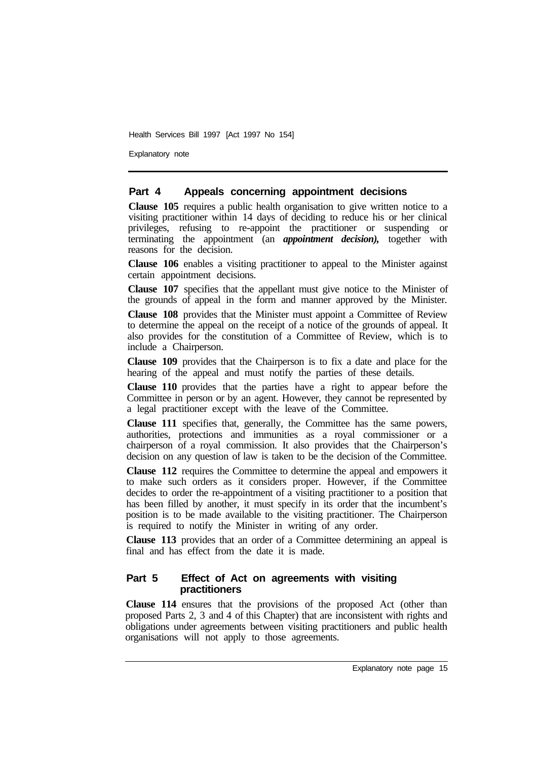## Part 4 Appeals concerning appointment decisions

**Clause 105** requires a public health organisation to give written notice to a visiting practitioner within 14 days of deciding to reduce his or her clinical privileges, refusing to re-appoint the practitioner or suspending or terminating the appointment (an ***appointment decision),*** together with reasons for the decision.

**Clause 106** enables a visiting practitioner to appeal to the Minister against certain appointment decisions.

**Clause 107** specifies that the appellant must give notice to the Minister of the grounds of appeal in the form and manner approved by the Minister.

**Clause 108** provides that the Minister must appoint a Committee of Review to determine the appeal on the receipt of a notice of the grounds of appeal. It also provides for the constitution of a Committee of Review, which is to include a Chairperson.

**Clause 109** provides that the Chairperson is to fix a date and place for the hearing of the appeal and must notify the parties of these details.

**Clause 110** provides that the parties have a right to appear before the Committee in person or by an agent. However, they cannot be represented by a legal practitioner except with the leave of the Committee.

**Clause 111** specifies that, generally, the Committee has the same powers, authorities, protections and immunities as a royal commissioner or a chairperson of a royal commission. It also provides that the Chairperson's decision on any question of law is taken to be the decision of the Committee.

**Clause 112** requires the Committee to determine the appeal and empowers it to make such orders as it considers proper. However, if the Committee decides to order the re-appointment of a visiting practitioner to a position that has been filled by another, it must specify in its order that the incumbent's position is to be made available to the visiting practitioner. The Chairperson is required to notify the Minister in writing of any order.

**Clause 113** provides that an order of a Committee determining an appeal is final and has effect from the date it is made.

## Part 5 Effect of Act on agreements with visiting practitioners

**Clause 114** ensures that the provisions of the proposed Act (other than proposed Parts 2, 3 and 4 of this Chapter) that are inconsistent with rights and obligations under agreements between visiting practitioners and public health organisations will not apply to those agreements.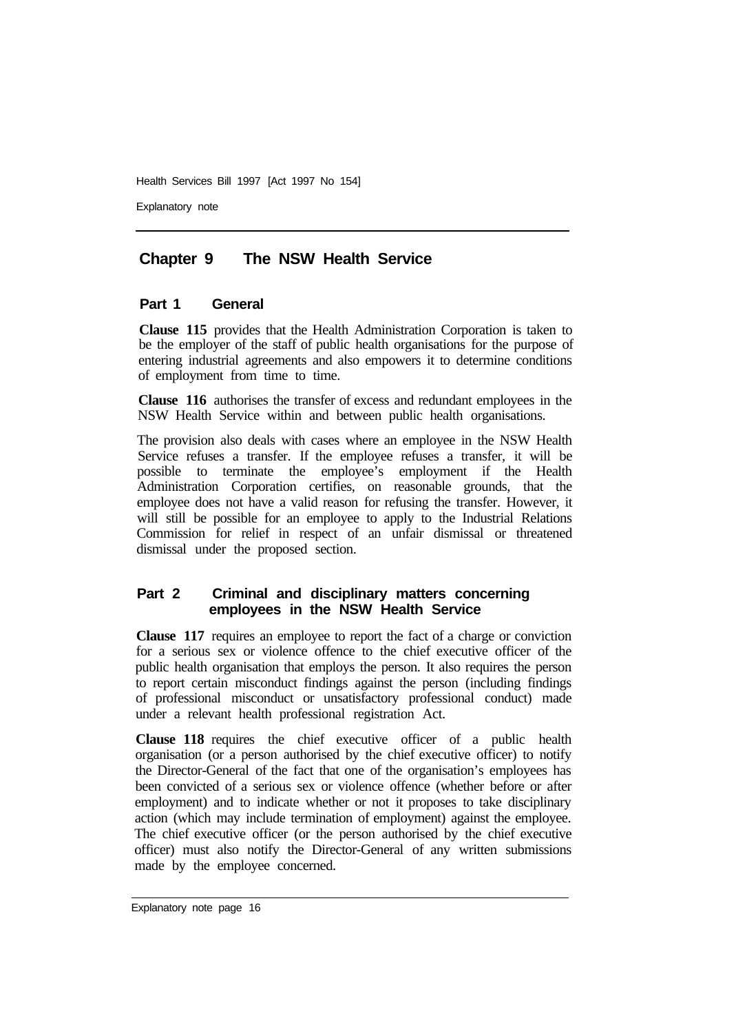## Chapter 9 The NSW Health Service

### Part 1 General

**Clause 115** provides that the Health Administration Corporation is taken to be the employer of the staff of public health organisations for the purpose of entering industrial agreements and also empowers it to determine conditions of employment from time to time.

**Clause 116** authorises the transfer of excess and redundant employees in the NSW Health Service within and between public health organisations.

The provision also deals with cases where an employee in the NSW Health Service refuses a transfer. If the employee refuses a transfer, it will be possible to terminate the employee's employment if the Health Administration Corporation certifies, on reasonable grounds, that the employee does not have a valid reason for refusing the transfer. However, it will still be possible for an employee to apply to the Industrial Relations Commission for relief in respect of an unfair dismissal or threatened dismissal under the proposed section.

### Part 2 Criminal and disciplinary matters concerning employees in the NSW Health Service

**Clause 117** requires an employee to report the fact of a charge or conviction for a serious sex or violence offence to the chief executive officer of the public health organisation that employs the person. It also requires the person to report certain misconduct findings against the person (including findings of professional misconduct or unsatisfactory professional conduct) made under a relevant health professional registration Act.

**Clause 118** requires the chief executive officer of a public health organisation (or a person authorised by the chief executive officer) to notify the Director-General of the fact that one of the organisation's employees has been convicted of a serious sex or violence offence (whether before or after employment) and to indicate whether or not it proposes to take disciplinary action (which may include termination of employment) against the employee. The chief executive officer (or the person authorised by the chief executive officer) must also notify the Director-General of any written submissions made by the employee concerned.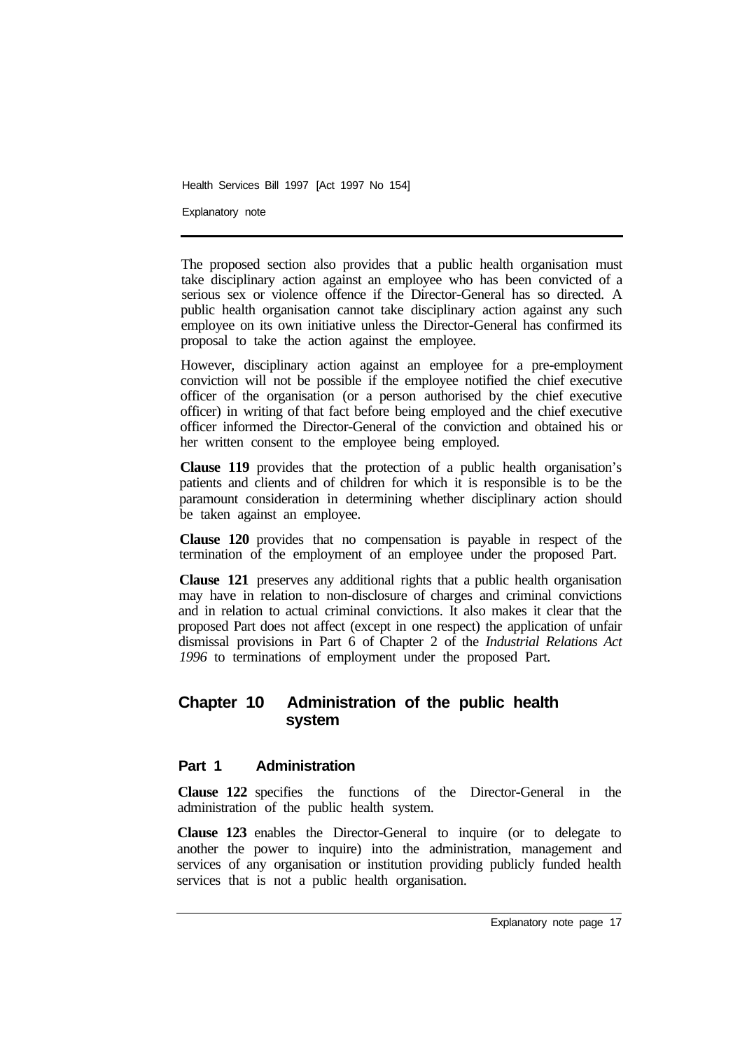The proposed section also provides that a public health organisation must take disciplinary action against an employee who has been convicted of a serious sex or violence offence if the Director-General has so directed. A public health organisation cannot take disciplinary action against any such employee on its own initiative unless the Director-General has confirmed its proposal to take the action against the employee.

However, disciplinary action against an employee for a pre-employment conviction will not be possible if the employee notified the chief executive officer of the organisation (or a person authorised by the chief executive officer) in writing of that fact before being employed and the chief executive officer informed the Director-General of the conviction and obtained his or her written consent to the employee being employed.

**Clause 119** provides that the protection of a public health organisation's patients and clients and of children for which it is responsible is to be the paramount consideration in determining whether disciplinary action should be taken against an employee.

**Clause 120** provides that no compensation is payable in respect of the termination of the employment of an employee under the proposed Part.

**Clause 121** preserves any additional rights that a public health organisation may have in relation to non-disclosure of charges and criminal convictions and in relation to actual criminal convictions. It also makes it clear that the proposed Part does not affect (except in one respect) the application of unfair dismissal provisions in Part 6 of Chapter 2 of the *Industrial Relations Act 1996* to terminations of employment under the proposed Part.

## Chapter 10 Administration of the public health system

### Part 1 Administration

**Clause 122** specifies the functions of the Director-General in the administration of the public health system.

**Clause 123** enables the Director-General to inquire (or to delegate to another the power to inquire) into the administration, management and services of any organisation or institution providing publicly funded health services that is not a public health organisation.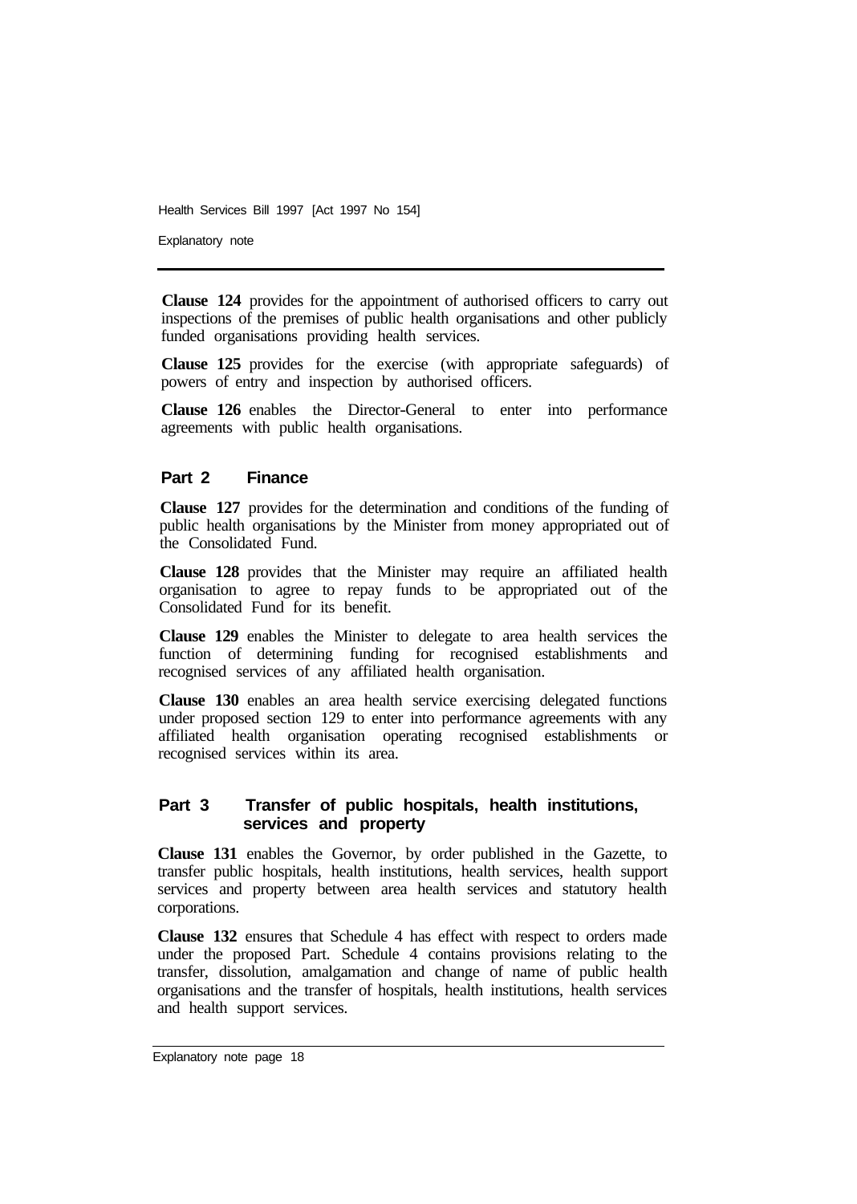**Clause 124** provides for the appointment of authorised officers to carry out inspections of the premises of public health organisations and other publicly funded organisations providing health services.

**Clause 125** provides for the exercise (with appropriate safeguards) of powers of entry and inspection by authorised officers.

**Clause 126** enables the Director-General to enter into performance agreements with public health organisations.

## Part 2 Finance

**Clause 127** provides for the determination and conditions of the funding of public health organisations by the Minister from money appropriated out of the Consolidated Fund.

**Clause 128** provides that the Minister may require an affiliated health organisation to agree to repay funds to be appropriated out of the Consolidated Fund for its benefit.

**Clause 129** enables the Minister to delegate to area health services the function of determining funding for recognised establishments and recognised services of any affiliated health organisation.

**Clause 130** enables an area health service exercising delegated functions under proposed section 129 to enter into performance agreements with any affiliated health organisation operating recognised establishments or recognised services within its area.

## Part 3 Transfer of public hospitals, health institutions, services and property

**Clause 131** enables the Governor, by order published in the Gazette, to transfer public hospitals, health institutions, health services, health support services and property between area health services and statutory health corporations.

**Clause 132** ensures that Schedule 4 has effect with respect to orders made under the proposed Part. Schedule 4 contains provisions relating to the transfer, dissolution, amalgamation and change of name of public health organisations and the transfer of hospitals, health institutions, health services and health support services.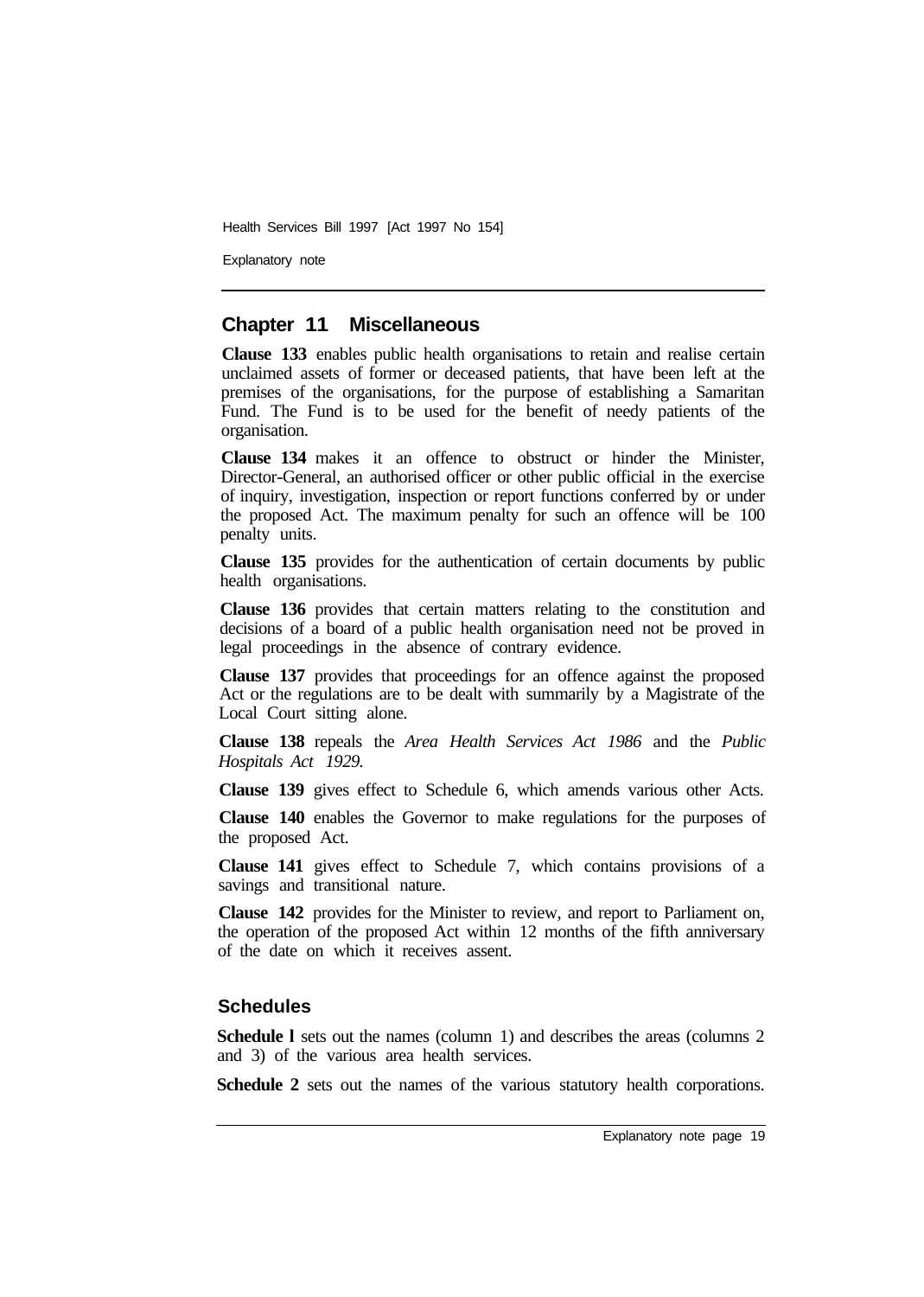## Chapter 11 Miscellaneous

**Clause 133** enables public health organisations to retain and realise certain unclaimed assets of former or deceased patients, that have been left at the premises of the organisations, for the purpose of establishing a Samaritan Fund. The Fund is to be used for the benefit of needy patients of the organisation.

**Clause 134** makes it an offence to obstruct or hinder the Minister, Director-General, an authorised officer or other public official in the exercise of inquiry, investigation, inspection or report functions conferred by or under the proposed Act. The maximum penalty for such an offence will be 100 penalty units.

**Clause 135** provides for the authentication of certain documents by public health organisations.

**Clause 136** provides that certain matters relating to the constitution and decisions of a board of a public health organisation need not be proved in legal proceedings in the absence of contrary evidence.

**Clause 137** provides that proceedings for an offence against the proposed Act or the regulations are to be dealt with summarily by a Magistrate of the Local Court sitting alone.

**Clause 138** repeals the *Area Health Services Act 1986* and the *Public Hospitals Act 1929.*

**Clause 139** gives effect to Schedule 6, which amends various other Acts.

**Clause 140** enables the Governor to make regulations for the purposes of the proposed Act.

**Clause 141** gives effect to Schedule 7, which contains provisions of a savings and transitional nature.

**Clause 142** provides for the Minister to review, and report to Parliament on, the operation of the proposed Act within 12 months of the fifth anniversary of the date on which it receives assent.

### Schedules

**Schedule 1** sets out the names (column 1) and describes the areas (columns 2 and 3) of the various area health services.

**Schedule 2** sets out the names of the various statutory health corporations.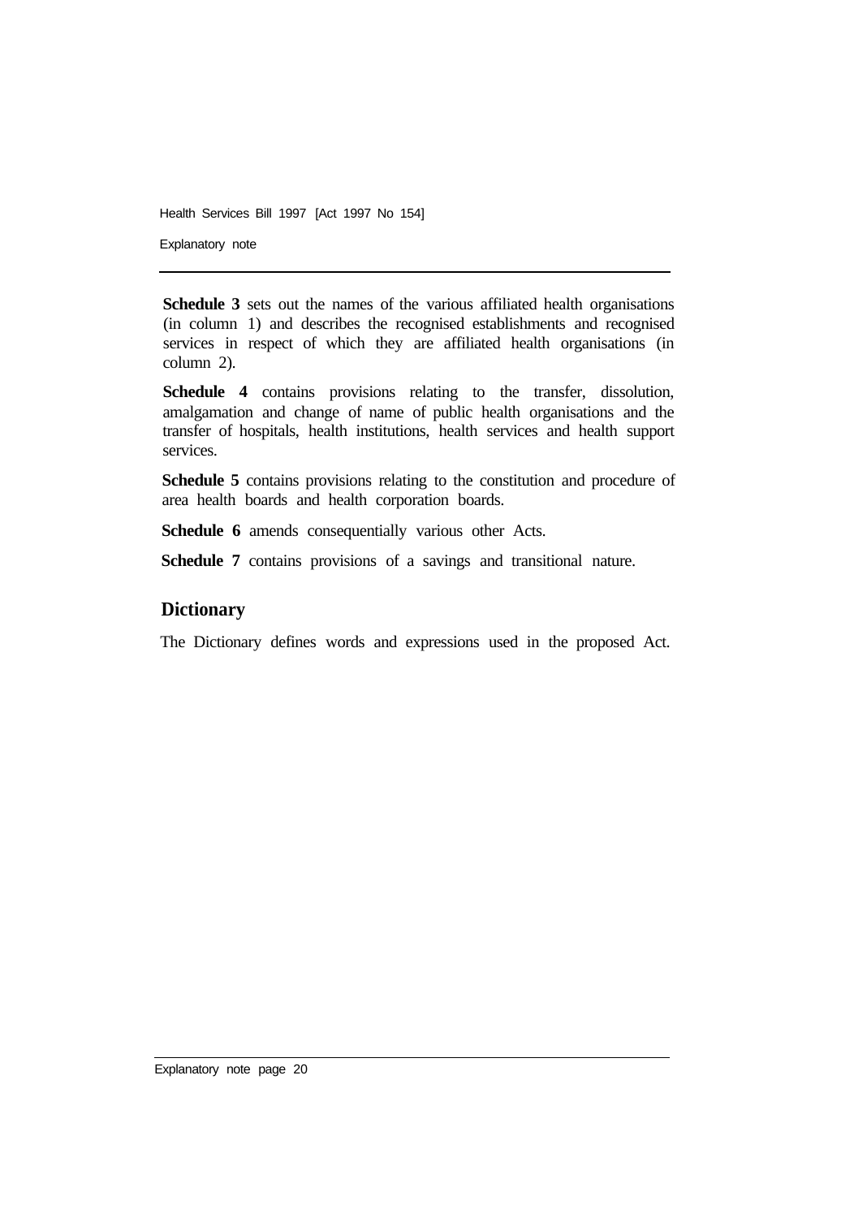**Schedule 3** sets out the names of the various affiliated health organisations (in column 1) and describes the recognised establishments and recognised services in respect of which they are affiliated health organisations (in column 2).

**Schedule 4** contains provisions relating to the transfer, dissolution, amalgamation and change of name of public health organisations and the transfer of hospitals, health institutions, health services and health support services.

**Schedule 5** contains provisions relating to the constitution and procedure of area health boards and health corporation boards.

**Schedule 6** amends consequentially various other Acts.

**Schedule 7** contains provisions of a savings and transitional nature.

## Dictionary

The Dictionary defines words and expressions used in the proposed Act.